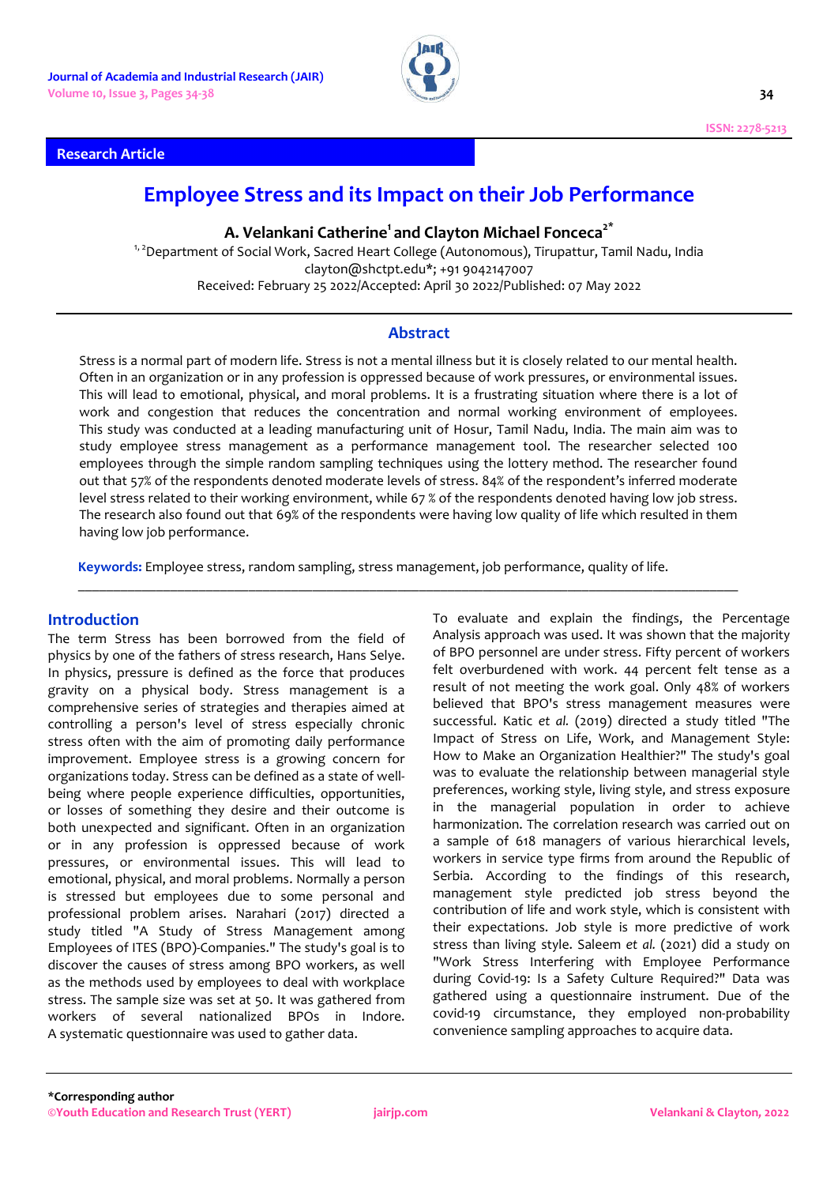Research Article

# Employee Stress and its Impact on their Job Performance

**A. Velankani Catherine[1] and Clayton Michael Fonceca[2*]**

[1, 2]Department of Social Work, Sacred Heart College (Autonomous), Tirupattur, Tamil Nadu, India

clayton@shctpt.edu*; +91 9042147007

Received: February 25 2022/Accepted: April 30 2022/Published: 07 May 2022

## Abstract

Stress is a normal part of modern life. Stress is not a mental illness but it is closely related to our mental health. Often in an organization or in any profession is oppressed because of work pressures, or environmental issues. This will lead to emotional, physical, and moral problems. It is a frustrating situation where there is a lot of work and congestion that reduces the concentration and normal working environment of employees. This study was conducted at a leading manufacturing unit of Hosur, Tamil Nadu, India. The main aim was to study employee stress management as a performance management tool. The researcher selected 100 employees through the simple random sampling techniques using the lottery method. The researcher found out that 57% of the respondents denoted moderate levels of stress. 84% of the respondent's inferred moderate level stress related to their working environment, while 67 % of the respondents denoted having low job stress. The research also found out that 69% of the respondents were having low quality of life which resulted in them having low job performance.

**Keywords:** Employee stress, random sampling, stress management, job performance, quality of life.

## Introduction

The term Stress has been borrowed from the field of physics by one of the fathers of stress research, Hans Selye. In physics, pressure is defined as the force that produces gravity on a physical body. Stress management is a comprehensive series of strategies and therapies aimed at controlling a person's level of stress especially chronic stress often with the aim of promoting daily performance improvement. Employee stress is a growing concern for organizations today. Stress can be defined as a state of well-being where people experience difficulties, opportunities, or losses of something they desire and their outcome is both unexpected and significant. Often in an organization or in any profession is oppressed because of work pressures, or environmental issues. This will lead to emotional, physical, and moral problems. Normally a person is stressed but employees due to some personal and professional problem arises. Narahari (2017) directed a study titled "A Study of Stress Management among Employees of ITES (BPO)-Companies." The study's goal is to discover the causes of stress among BPO workers, as well as the methods used by employees to deal with workplace stress. The sample size was set at 50. It was gathered from workers of several nationalized BPOs in Indore. A systematic questionnaire was used to gather data. To evaluate and explain the findings, the Percentage Analysis approach was used. It was shown that the majority of BPO personnel are under stress. Fifty percent of workers felt overburdened with work. 44 percent felt tense as a result of not meeting the work goal. Only 48% of workers believed that BPO's stress management measures were successful. Katic *et al.* (2019) directed a study titled "The Impact of Stress on Life, Work, and Management Style: How to Make an Organization Healthier?" The study's goal was to evaluate the relationship between managerial style preferences, working style, living style, and stress exposure in the managerial population in order to achieve harmonization. The correlation research was carried out on a sample of 618 managers of various hierarchical levels, workers in service type firms from around the Republic of Serbia. According to the findings of this research, management style predicted job stress beyond the contribution of life and work style, which is consistent with their expectations. Job style is more predictive of work stress than living style. Saleem *et al.* (2021) did a study on "Work Stress Interfering with Employee Performance during Covid-19: Is a Safety Culture Required?" Data was gathered using a questionnaire instrument. Due of the covid-19 circumstance, they employed non-probability convenience sampling approaches to acquire data.

*Corresponding author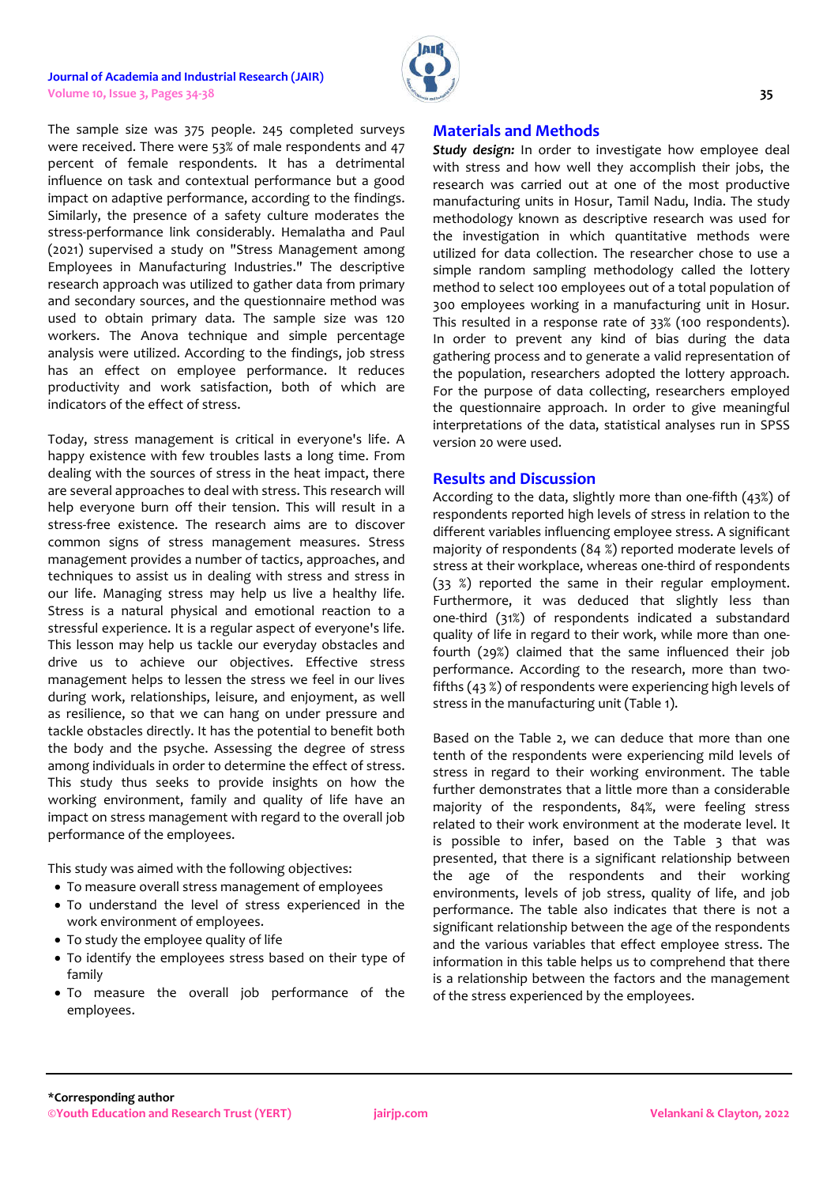The sample size was 375 people. 245 completed surveys were received. There were 53% of male respondents and 47 percent of female respondents. It has a detrimental influence on task and contextual performance but a good impact on adaptive performance, according to the findings. Similarly, the presence of a safety culture moderates the stress-performance link considerably. Hemalatha and Paul (2021) supervised a study on "Stress Management among Employees in Manufacturing Industries." The descriptive research approach was utilized to gather data from primary and secondary sources, and the questionnaire method was used to obtain primary data. The sample size was 120 workers. The Anova technique and simple percentage analysis were utilized. According to the findings, job stress has an effect on employee performance. It reduces productivity and work satisfaction, both of which are indicators of the effect of stress.

Today, stress management is critical in everyone's life. A happy existence with few troubles lasts a long time. From dealing with the sources of stress in the heat impact, there are several approaches to deal with stress. This research will help everyone burn off their tension. This will result in a stress-free existence. The research aims are to discover common signs of stress management measures. Stress management provides a number of tactics, approaches, and techniques to assist us in dealing with stress and stress in our life. Managing stress may help us live a healthy life. Stress is a natural physical and emotional reaction to a stressful experience. It is a regular aspect of everyone's life. This lesson may help us tackle our everyday obstacles and drive us to achieve our objectives. Effective stress management helps to lessen the stress we feel in our lives during work, relationships, leisure, and enjoyment, as well as resilience, so that we can hang on under pressure and tackle obstacles directly. It has the potential to benefit both the body and the psyche. Assessing the degree of stress among individuals in order to determine the effect of stress. This study thus seeks to provide insights on how the working environment, family and quality of life have an impact on stress management with regard to the overall job performance of the employees.

This study was aimed with the following objectives:

- To measure overall stress management of employees
- To understand the level of stress experienced in the work environment of employees.
- To study the employee quality of life
- To identify the employees stress based on their type of family
- To measure the overall job performance of the employees.

## Materials and Methods

***Study design:*** In order to investigate how employee deal with stress and how well they accomplish their jobs, the research was carried out at one of the most productive manufacturing units in Hosur, Tamil Nadu, India. The study methodology known as descriptive research was used for the investigation in which quantitative methods were utilized for data collection. The researcher chose to use a simple random sampling methodology called the lottery method to select 100 employees out of a total population of 300 employees working in a manufacturing unit in Hosur. This resulted in a response rate of 33% (100 respondents). In order to prevent any kind of bias during the data gathering process and to generate a valid representation of the population, researchers adopted the lottery approach. For the purpose of data collecting, researchers employed the questionnaire approach. In order to give meaningful interpretations of the data, statistical analyses run in SPSS version 20 were used.

## Results and Discussion

According to the data, slightly more than one-fifth (43%) of respondents reported high levels of stress in relation to the different variables influencing employee stress. A significant majority of respondents (84 %) reported moderate levels of stress at their workplace, whereas one-third of respondents (33 %) reported the same in their regular employment. Furthermore, it was deduced that slightly less than one-third (31%) of respondents indicated a substandard quality of life in regard to their work, while more than one-fourth (29%) claimed that the same influenced their job performance. According to the research, more than two-fifths (43 %) of respondents were experiencing high levels of stress in the manufacturing unit (Table 1).

Based on the Table 2, we can deduce that more than one tenth of the respondents were experiencing mild levels of stress in regard to their working environment. The table further demonstrates that a little more than a considerable majority of the respondents, 84%, were feeling stress related to their work environment at the moderate level. It is possible to infer, based on the Table 3 that was presented, that there is a significant relationship between the age of the respondents and their working environments, levels of job stress, quality of life, and job performance. The table also indicates that there is not a significant relationship between the age of the respondents and the various variables that effect employee stress. The information in this table helps us to comprehend that there is a relationship between the factors and the management of the stress experienced by the employees.

*Corresponding author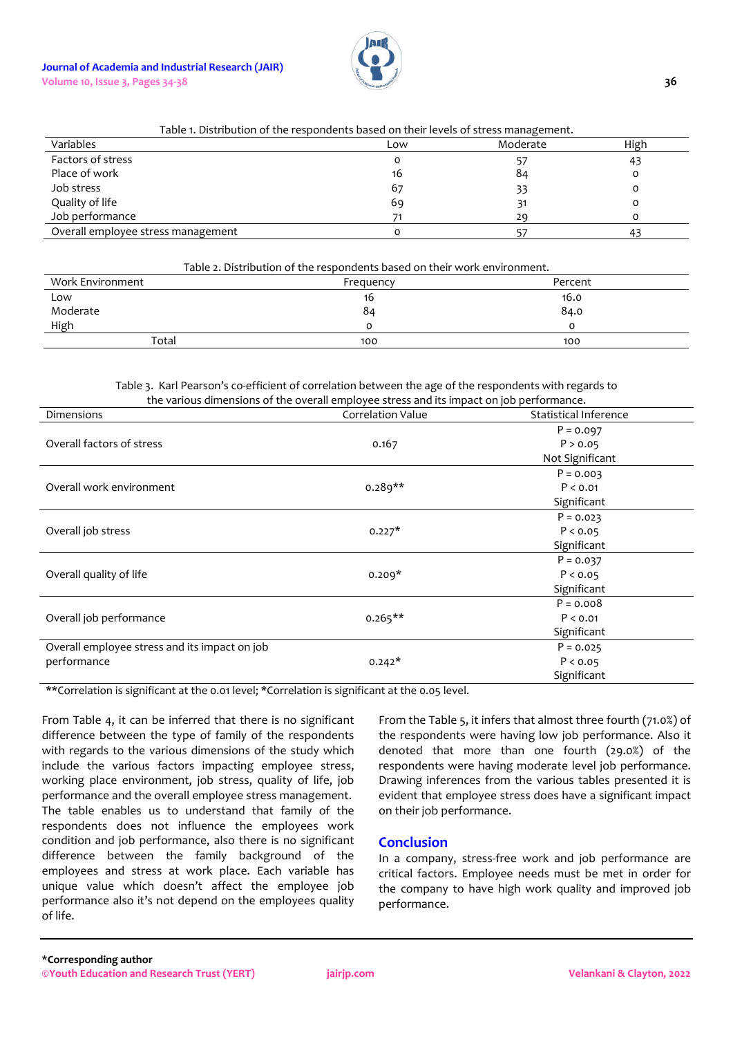Table 1. Distribution of the respondents based on their levels of stress management.

| Variables | Low | Moderate | High |
|---|---|---|---|
| Factors of stress | 0 | 57 | 43 |
| Place of work | 16 | 84 | 0 |
| Job stress | 67 | 33 | 0 |
| Quality of life | 69 | 31 | 0 |
| Job performance | 71 | 29 | 0 |
| Overall employee stress management | 0 | 57 | 43 |

Table 2. Distribution of the respondents based on their work environment.

| Work Environment | Frequency | Percent |
|---|---|---|
| Low | 16 | 16.0 |
| Moderate | 84 | 84.0 |
| High | 0 | 0 |
| Total | 100 | 100 |

Table 3. Karl Pearson's co-efficient of correlation between the age of the respondents with regards to the various dimensions of the overall employee stress and its impact on job performance.

| Dimensions | Correlation Value | Statistical Inference |
|---|---|---|
| Overall factors of stress | 0.167 | P = 0.097<br>P > 0.05<br>Not Significant |
| Overall work environment | 0.289** | P = 0.003<br>P < 0.01<br>Significant |
| Overall job stress | 0.227* | P = 0.023<br>P < 0.05<br>Significant |
| Overall quality of life | 0.209* | P = 0.037<br>P < 0.05<br>Significant |
| Overall job performance | 0.265** | P = 0.008<br>P < 0.01<br>Significant |
| Overall employee stress and its impact on job performance | 0.242* | P = 0.025<br>P < 0.05<br>Significant |

**Correlation is significant at the 0.01 level; *Correlation is significant at the 0.05 level.

From Table 4, it can be inferred that there is no significant difference between the type of family of the respondents with regards to the various dimensions of the study which include the various factors impacting employee stress, working place environment, job stress, quality of life, job performance and the overall employee stress management. The table enables us to understand that family of the respondents does not influence the employees work condition and job performance, also there is no significant difference between the family background of the employees and stress at work place. Each variable has unique value which doesn't affect the employee job performance also it's not depend on the employees quality of life.

From the Table 5, it infers that almost three fourth (71.0%) of the respondents were having low job performance. Also it denoted that more than one fourth (29.0%) of the respondents were having moderate level job performance. Drawing inferences from the various tables presented it is evident that employee stress does have a significant impact on their job performance.

## Conclusion

In a company, stress-free work and job performance are critical factors. Employee needs must be met in order for the company to have high work quality and improved job performance.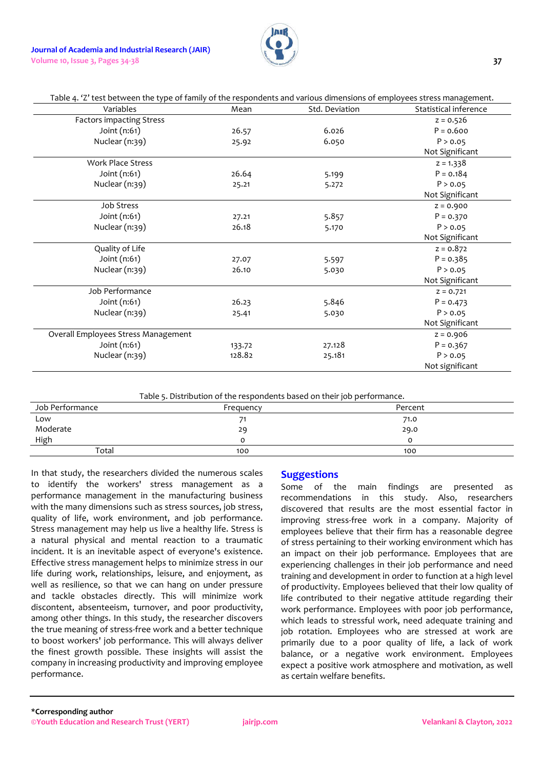Table 4. 'Z' test between the type of family of the respondents and various dimensions of employees stress management.

| Variables | Mean | Std. Deviation | Statistical inference |
|---|---|---|---|
| Factors impacting Stress | | | z = 0.526 |
| Joint (n:61) | 26.57 | 6.026 | P = 0.600 |
| Nuclear (n:39) | 25.92 | 6.050 | P > 0.05 |
| | | | Not Significant |
| Work Place Stress | | | z = 1.338 |
| Joint (n:61) | 26.64 | 5.199 | P = 0.184 |
| Nuclear (n:39) | 25.21 | 5.272 | P > 0.05 |
| | | | Not Significant |
| Job Stress | | | z = 0.900 |
| Joint (n:61) | 27.21 | 5.857 | P = 0.370 |
| Nuclear (n:39) | 26.18 | 5.170 | P > 0.05 |
| | | | Not Significant |
| Quality of Life | | | z = 0.872 |
| Joint (n:61) | 27.07 | 5.597 | P = 0.385 |
| Nuclear (n:39) | 26.10 | 5.030 | P > 0.05 |
| | | | Not Significant |
| Job Performance | | | z = 0.721 |
| Joint (n:61) | 26.23 | 5.846 | P = 0.473 |
| Nuclear (n:39) | 25.41 | 5.030 | P > 0.05 |
| | | | Not Significant |
| Overall Employees Stress Management | | | z = 0.906 |
| Joint (n:61) | 133.72 | 27.128 | P = 0.367 |
| Nuclear (n:39) | 128.82 | 25.181 | P > 0.05 |
| | | | Not significant |

Table 5. Distribution of the respondents based on their job performance.

| Job Performance | Frequency | Percent |
|---|---|---|
| Low | 71 | 71.0 |
| Moderate | 29 | 29.0 |
| High | 0 | 0 |
| Total | 100 | 100 |

In that study, the researchers divided the numerous scales to identify the workers' stress management as a performance management in the manufacturing business with the many dimensions such as stress sources, job stress, quality of life, work environment, and job performance. Stress management may help us live a healthy life. Stress is a natural physical and mental reaction to a traumatic incident. It is an inevitable aspect of everyone's existence. Effective stress management helps to minimize stress in our life during work, relationships, leisure, and enjoyment, as well as resilience, so that we can hang on under pressure and tackle obstacles directly. This will minimize work discontent, absenteeism, turnover, and poor productivity, among other things. In this study, the researcher discovers the true meaning of stress-free work and a better technique to boost workers' job performance. This will always deliver the finest growth possible. These insights will assist the company in increasing productivity and improving employee performance.

## Suggestions

Some of the main findings are presented as recommendations in this study. Also, researchers discovered that results are the most essential factor in improving stress-free work in a company. Majority of employees believe that their firm has a reasonable degree of stress pertaining to their working environment which has an impact on their job performance. Employees that are experiencing challenges in their job performance and need training and development in order to function at a high level of productivity. Employees believed that their low quality of life contributed to their negative attitude regarding their work performance. Employees with poor job performance, which leads to stressful work, need adequate training and job rotation. Employees who are stressed at work are primarily due to a poor quality of life, a lack of work balance, or a negative work environment. Employees expect a positive work atmosphere and motivation, as well as certain welfare benefits.

*Corresponding author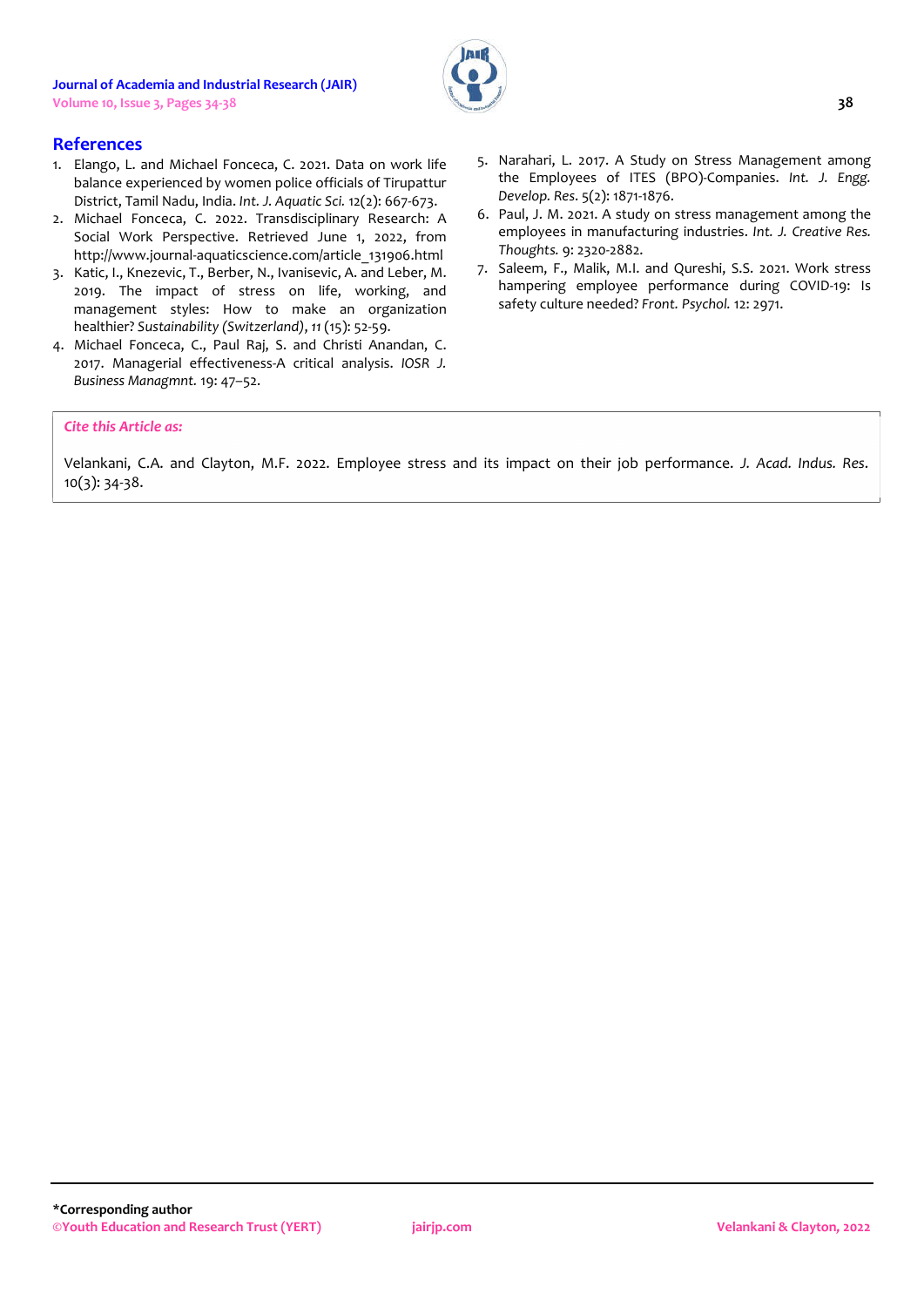## References

1. Elango, L. and Michael Fonceca, C. 2021. Data on work life balance experienced by women police officials of Tirupattur District, Tamil Nadu, India. *Int. J. Aquatic Sci.* 12(2): 667-673.
2. Michael Fonceca, C. 2022. Transdisciplinary Research: A Social Work Perspective. Retrieved June 1, 2022, from http://www.journal-aquaticscience.com/article_131906.html
3. Katic, I., Knezevic, T., Berber, N., Ivanisevic, A. and Leber, M. 2019. The impact of stress on life, working, and management styles: How to make an organization healthier? *Sustainability (Switzerland)*, *11* (15): 52-59.
4. Michael Fonceca, C., Paul Raj, S. and Christi Anandan, C. 2017. Managerial effectiveness-A critical analysis. *IOSR J. Business Managmnt.* 19: 47–52.
5. Narahari, L. 2017. A Study on Stress Management among the Employees of ITES (BPO)-Companies. *Int. J. Engg. Develop. Res.* 5(2): 1871-1876.
6. Paul, J. M. 2021. A study on stress management among the employees in manufacturing industries. *Int. J. Creative Res. Thoughts.* 9: 2320-2882.
7. Saleem, F., Malik, M.I. and Qureshi, S.S. 2021. Work stress hampering employee performance during COVID-19: Is safety culture needed? *Front. Psychol.* 12: 2971.

***Cite this Article as:***

Velankani, C.A. and Clayton, M.F. 2022. Employee stress and its impact on their job performance. *J. Acad. Indus. Res.* 10(3): 34-38.

**\*Corresponding author**